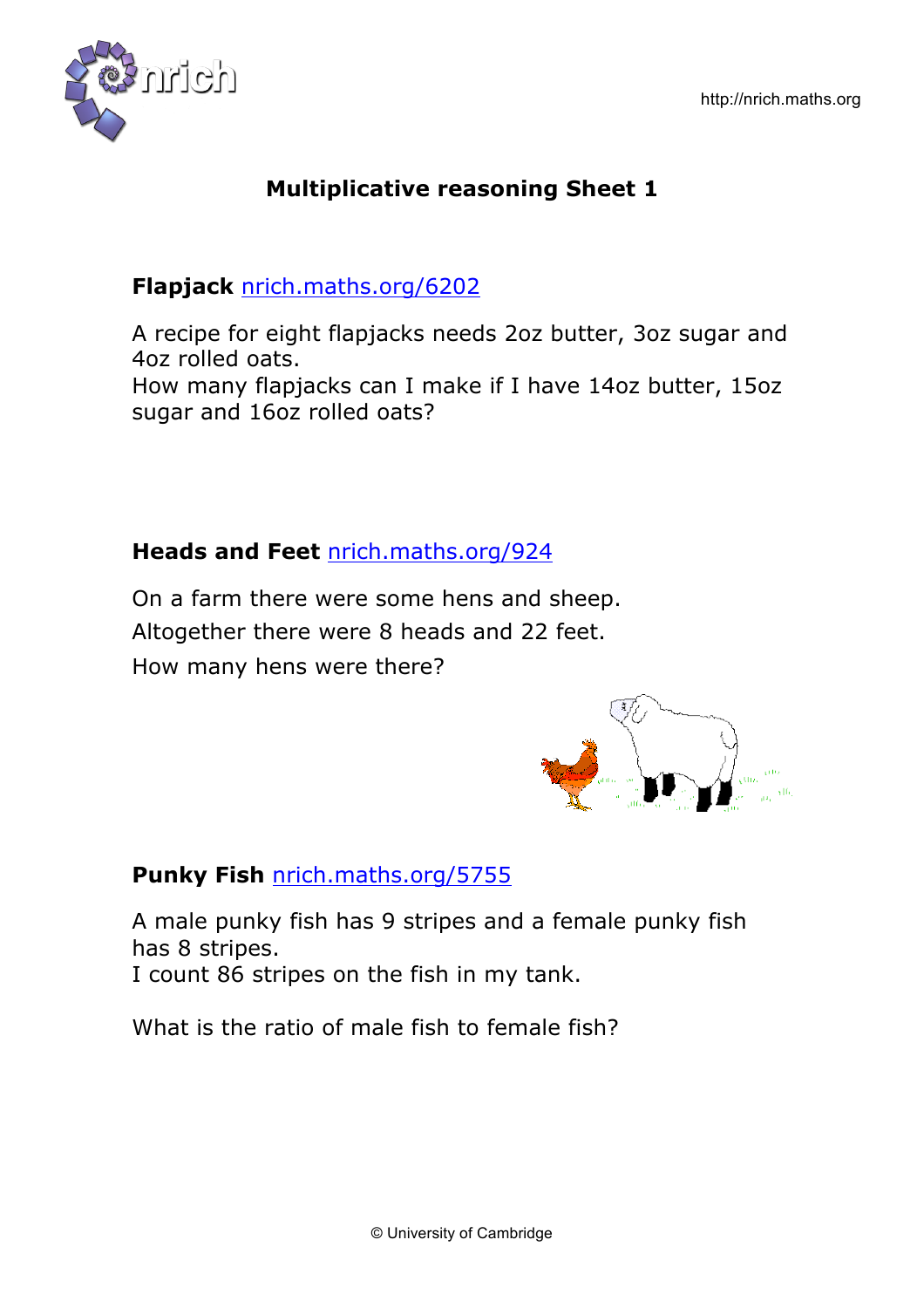# Multiplicative reasoning Sheet 1

**Flapjack** [nrich.maths.org/6202](http://nrich.maths.org/6202)

A recipe for eight flapjacks needs 2oz butter, 3oz sugar and 4oz rolled oats.
How many flapjacks can I make if I have 14oz butter, 15oz sugar and 16oz rolled oats?

**Heads and Feet** [nrich.maths.org/924](http://nrich.maths.org/924)

On a farm there were some hens and sheep.

Altogether there were 8 heads and 22 feet.

How many hens were there?

**Punky Fish** [nrich.maths.org/5755](http://nrich.maths.org/5755)

A male punky fish has 9 stripes and a female punky fish has 8 stripes.
I count 86 stripes on the fish in my tank.

What is the ratio of male fish to female fish?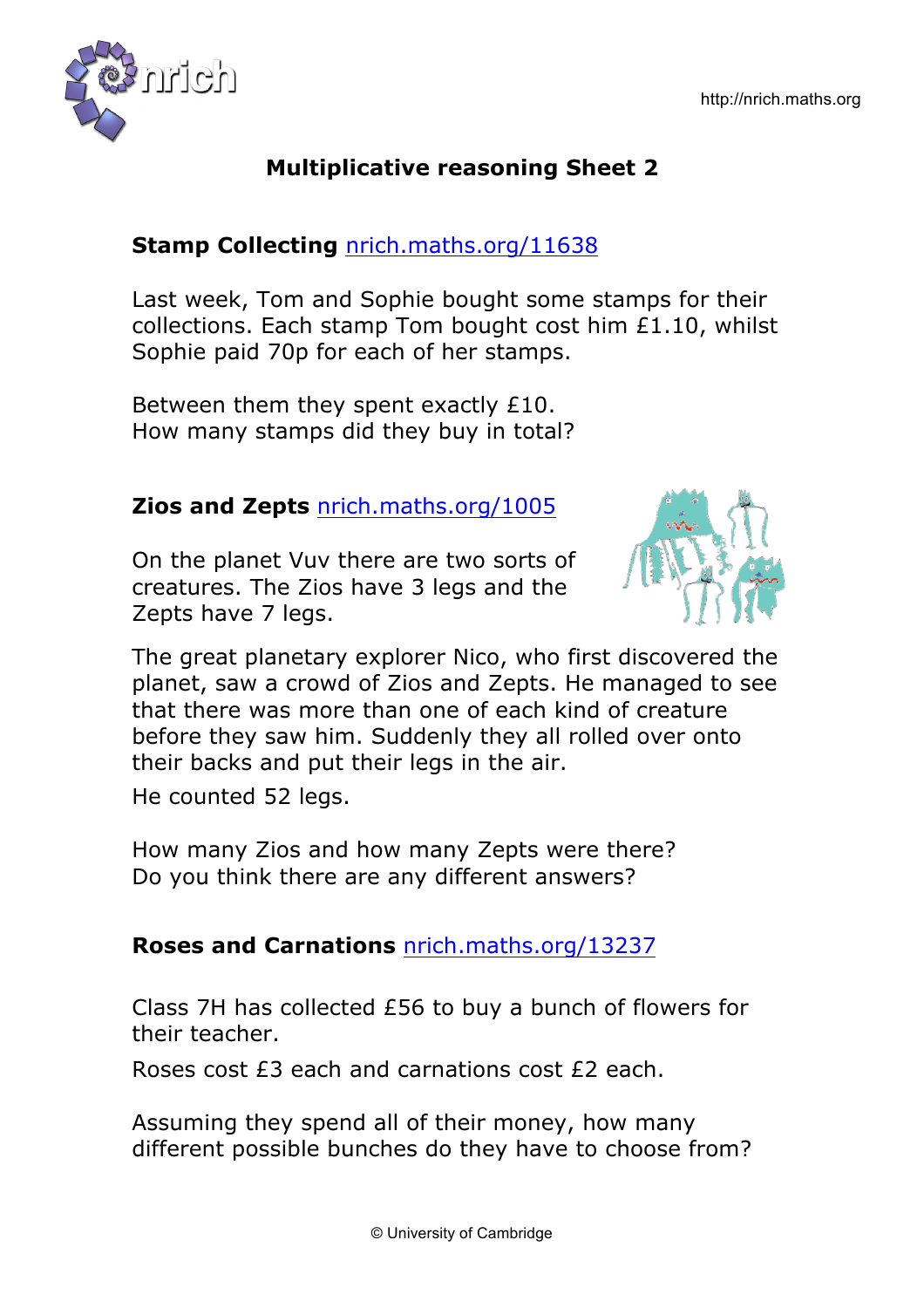# Multiplicative reasoning Sheet 2

## Stamp Collecting [nrich.maths.org/11638](nrich.maths.org/11638)

Last week, Tom and Sophie bought some stamps for their collections. Each stamp Tom bought cost him £1.10, whilst Sophie paid 70p for each of her stamps.

Between them they spent exactly £10.
How many stamps did they buy in total?

## Zios and Zepts [nrich.maths.org/1005](nrich.maths.org/1005)

On the planet Vuv there are two sorts of creatures. The Zios have 3 legs and the Zepts have 7 legs.

The great planetary explorer Nico, who first discovered the planet, saw a crowd of Zios and Zepts. He managed to see that there was more than one of each kind of creature before they saw him. Suddenly they all rolled over onto their backs and put their legs in the air.

He counted 52 legs.

How many Zios and how many Zepts were there?
Do you think there are any different answers?

## Roses and Carnations [nrich.maths.org/13237](nrich.maths.org/13237)

Class 7H has collected £56 to buy a bunch of flowers for their teacher.

Roses cost £3 each and carnations cost £2 each.

Assuming they spend all of their money, how many different possible bunches do they have to choose from?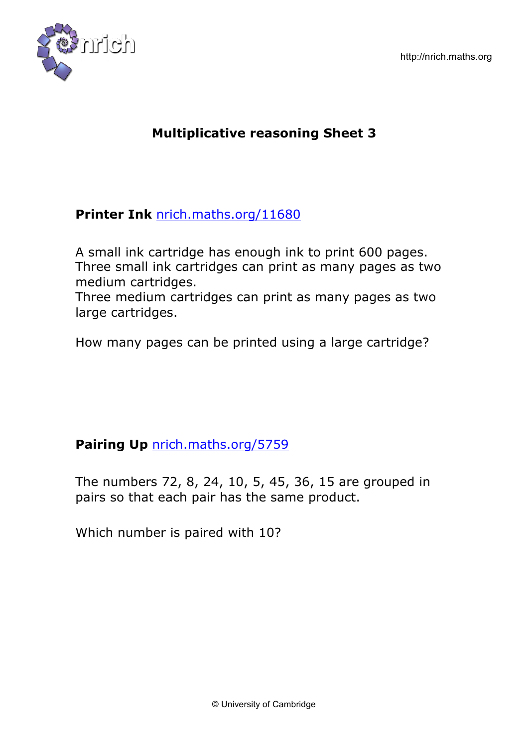# Multiplicative reasoning Sheet 3

**Printer Ink** [nrich.maths.org/11680](http://nrich.maths.org/11680)

A small ink cartridge has enough ink to print 600 pages.
Three small ink cartridges can print as many pages as two medium cartridges.
Three medium cartridges can print as many pages as two large cartridges.

How many pages can be printed using a large cartridge?

**Pairing Up** [nrich.maths.org/5759](http://nrich.maths.org/5759)

The numbers 72, 8, 24, 10, 5, 45, 36, 15 are grouped in pairs so that each pair has the same product.

Which number is paired with 10?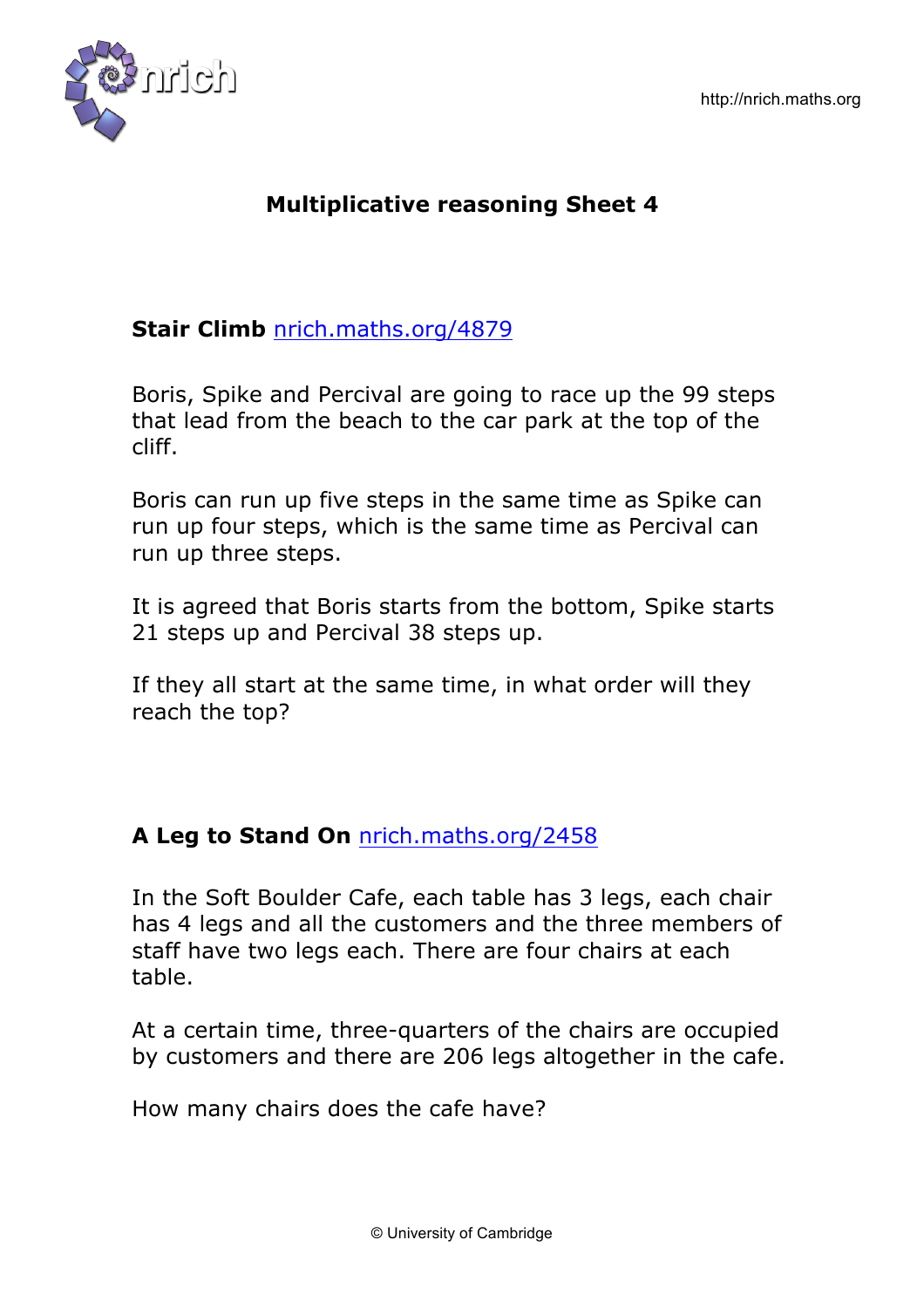# Multiplicative reasoning Sheet 4

## Stair Climb [nrich.maths.org/4879](nrich.maths.org/4879)

Boris, Spike and Percival are going to race up the 99 steps that lead from the beach to the car park at the top of the cliff.

Boris can run up five steps in the same time as Spike can run up four steps, which is the same time as Percival can run up three steps.

It is agreed that Boris starts from the bottom, Spike starts 21 steps up and Percival 38 steps up.

If they all start at the same time, in what order will they reach the top?

## A Leg to Stand On [nrich.maths.org/2458](nrich.maths.org/2458)

In the Soft Boulder Cafe, each table has 3 legs, each chair has 4 legs and all the customers and the three members of staff have two legs each. There are four chairs at each table.

At a certain time, three-quarters of the chairs are occupied by customers and there are 206 legs altogether in the cafe.

How many chairs does the cafe have?